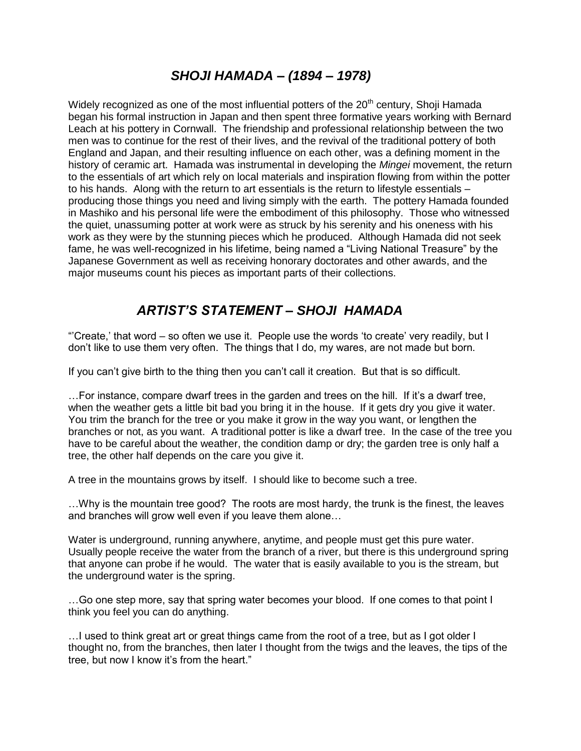## *SHOJI HAMADA – (1894 – 1978)*

Widely recognized as one of the most influential potters of the 20th century, Shoji Hamada began his formal instruction in Japan and then spent three formative years working with Bernard Leach at his pottery in Cornwall. The friendship and professional relationship between the two men was to continue for the rest of their lives, and the revival of the traditional pottery of both England and Japan, and their resulting influence on each other, was a defining moment in the history of ceramic art. Hamada was instrumental in developing the *Mingei* movement, the return to the essentials of art which rely on local materials and inspiration flowing from within the potter to his hands. Along with the return to art essentials is the return to lifestyle essentials – producing those things you need and living simply with the earth. The pottery Hamada founded in Mashiko and his personal life were the embodiment of this philosophy. Those who witnessed the quiet, unassuming potter at work were as struck by his serenity and his oneness with his work as they were by the stunning pieces which he produced. Although Hamada did not seek fame, he was well-recognized in his lifetime, being named a "Living National Treasure" by the Japanese Government as well as receiving honorary doctorates and other awards, and the major museums count his pieces as important parts of their collections.

## *ARTIST'S STATEMENT – SHOJI HAMADA*

"'Create,' that word – so often we use it. People use the words 'to create' very readily, but I don't like to use them very often. The things that I do, my wares, are not made but born.

If you can't give birth to the thing then you can't call it creation. But that is so difficult.

…For instance, compare dwarf trees in the garden and trees on the hill. If it's a dwarf tree, when the weather gets a little bit bad you bring it in the house. If it gets dry you give it water. You trim the branch for the tree or you make it grow in the way you want, or lengthen the branches or not, as you want. A traditional potter is like a dwarf tree. In the case of the tree you have to be careful about the weather, the condition damp or dry; the garden tree is only half a tree, the other half depends on the care you give it.

A tree in the mountains grows by itself. I should like to become such a tree.

…Why is the mountain tree good? The roots are most hardy, the trunk is the finest, the leaves and branches will grow well even if you leave them alone…

Water is underground, running anywhere, anytime, and people must get this pure water. Usually people receive the water from the branch of a river, but there is this underground spring that anyone can probe if he would. The water that is easily available to you is the stream, but the underground water is the spring.

…Go one step more, say that spring water becomes your blood. If one comes to that point I think you feel you can do anything.

…I used to think great art or great things came from the root of a tree, but as I got older I thought no, from the branches, then later I thought from the twigs and the leaves, the tips of the tree, but now I know it's from the heart."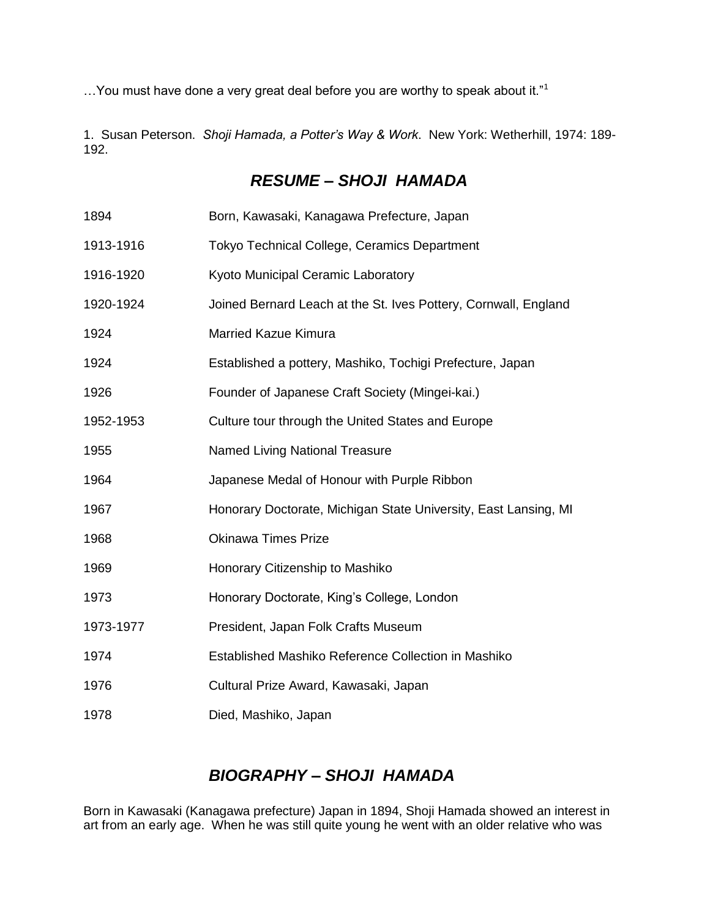…You must have done a very great deal before you are worthy to speak about it."[1]

1. Susan Peterson. *Shoji Hamada, a Potter's Way & Work*. New York: Wetherhill, 1974: 189-192.

## *RESUME – SHOJI HAMADA*

| | |
|---|---|
| 1894 | Born, Kawasaki, Kanagawa Prefecture, Japan |
| 1913-1916 | Tokyo Technical College, Ceramics Department |
| 1916-1920 | Kyoto Municipal Ceramic Laboratory |
| 1920-1924 | Joined Bernard Leach at the St. Ives Pottery, Cornwall, England |
| 1924 | Married Kazue Kimura |
| 1924 | Established a pottery, Mashiko, Tochigi Prefecture, Japan |
| 1926 | Founder of Japanese Craft Society (Mingei-kai.) |
| 1952-1953 | Culture tour through the United States and Europe |
| 1955 | Named Living National Treasure |
| 1964 | Japanese Medal of Honour with Purple Ribbon |
| 1967 | Honorary Doctorate, Michigan State University, East Lansing, MI |
| 1968 | Okinawa Times Prize |
| 1969 | Honorary Citizenship to Mashiko |
| 1973 | Honorary Doctorate, King's College, London |
| 1973-1977 | President, Japan Folk Crafts Museum |
| 1974 | Established Mashiko Reference Collection in Mashiko |
| 1976 | Cultural Prize Award, Kawasaki, Japan |
| 1978 | Died, Mashiko, Japan |

## *BIOGRAPHY – SHOJI HAMADA*

Born in Kawasaki (Kanagawa prefecture) Japan in 1894, Shoji Hamada showed an interest in art from an early age. When he was still quite young he went with an older relative who was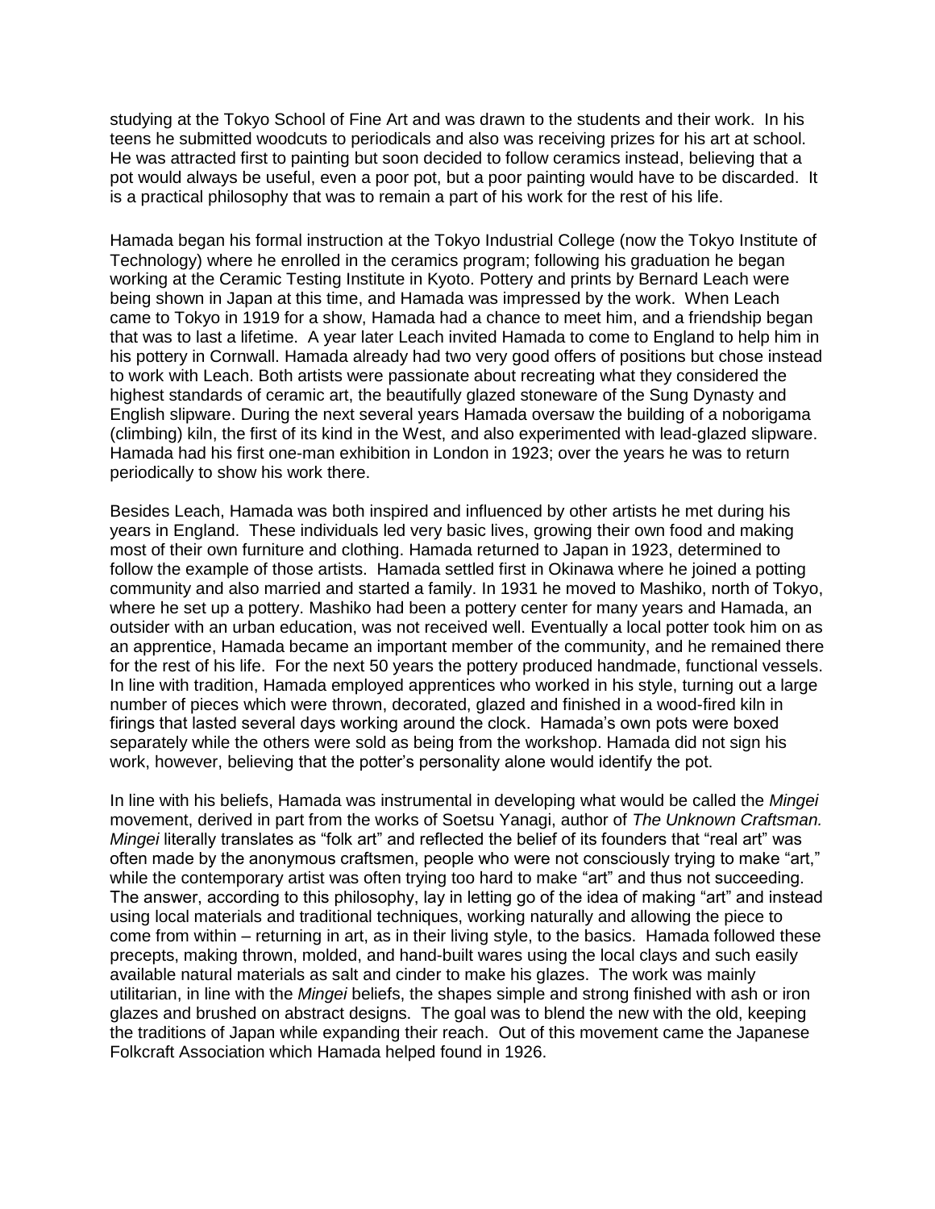studying at the Tokyo School of Fine Art and was drawn to the students and their work. In his teens he submitted woodcuts to periodicals and also was receiving prizes for his art at school. He was attracted first to painting but soon decided to follow ceramics instead, believing that a pot would always be useful, even a poor pot, but a poor painting would have to be discarded. It is a practical philosophy that was to remain a part of his work for the rest of his life.

Hamada began his formal instruction at the Tokyo Industrial College (now the Tokyo Institute of Technology) where he enrolled in the ceramics program; following his graduation he began working at the Ceramic Testing Institute in Kyoto. Pottery and prints by Bernard Leach were being shown in Japan at this time, and Hamada was impressed by the work. When Leach came to Tokyo in 1919 for a show, Hamada had a chance to meet him, and a friendship began that was to last a lifetime. A year later Leach invited Hamada to come to England to help him in his pottery in Cornwall. Hamada already had two very good offers of positions but chose instead to work with Leach. Both artists were passionate about recreating what they considered the highest standards of ceramic art, the beautifully glazed stoneware of the Sung Dynasty and English slipware. During the next several years Hamada oversaw the building of a noborigama (climbing) kiln, the first of its kind in the West, and also experimented with lead-glazed slipware. Hamada had his first one-man exhibition in London in 1923; over the years he was to return periodically to show his work there.

Besides Leach, Hamada was both inspired and influenced by other artists he met during his years in England. These individuals led very basic lives, growing their own food and making most of their own furniture and clothing. Hamada returned to Japan in 1923, determined to follow the example of those artists. Hamada settled first in Okinawa where he joined a potting community and also married and started a family. In 1931 he moved to Mashiko, north of Tokyo, where he set up a pottery. Mashiko had been a pottery center for many years and Hamada, an outsider with an urban education, was not received well. Eventually a local potter took him on as an apprentice, Hamada became an important member of the community, and he remained there for the rest of his life. For the next 50 years the pottery produced handmade, functional vessels. In line with tradition, Hamada employed apprentices who worked in his style, turning out a large number of pieces which were thrown, decorated, glazed and finished in a wood-fired kiln in firings that lasted several days working around the clock. Hamada's own pots were boxed separately while the others were sold as being from the workshop. Hamada did not sign his work, however, believing that the potter's personality alone would identify the pot.

In line with his beliefs, Hamada was instrumental in developing what would be called the *Mingei* movement, derived in part from the works of Soetsu Yanagi, author of *The Unknown Craftsman. Mingei* literally translates as "folk art" and reflected the belief of its founders that "real art" was often made by the anonymous craftsmen, people who were not consciously trying to make "art," while the contemporary artist was often trying too hard to make "art" and thus not succeeding. The answer, according to this philosophy, lay in letting go of the idea of making "art" and instead using local materials and traditional techniques, working naturally and allowing the piece to come from within – returning in art, as in their living style, to the basics. Hamada followed these precepts, making thrown, molded, and hand-built wares using the local clays and such easily available natural materials as salt and cinder to make his glazes. The work was mainly utilitarian, in line with the *Mingei* beliefs, the shapes simple and strong finished with ash or iron glazes and brushed on abstract designs. The goal was to blend the new with the old, keeping the traditions of Japan while expanding their reach. Out of this movement came the Japanese Folkcraft Association which Hamada helped found in 1926.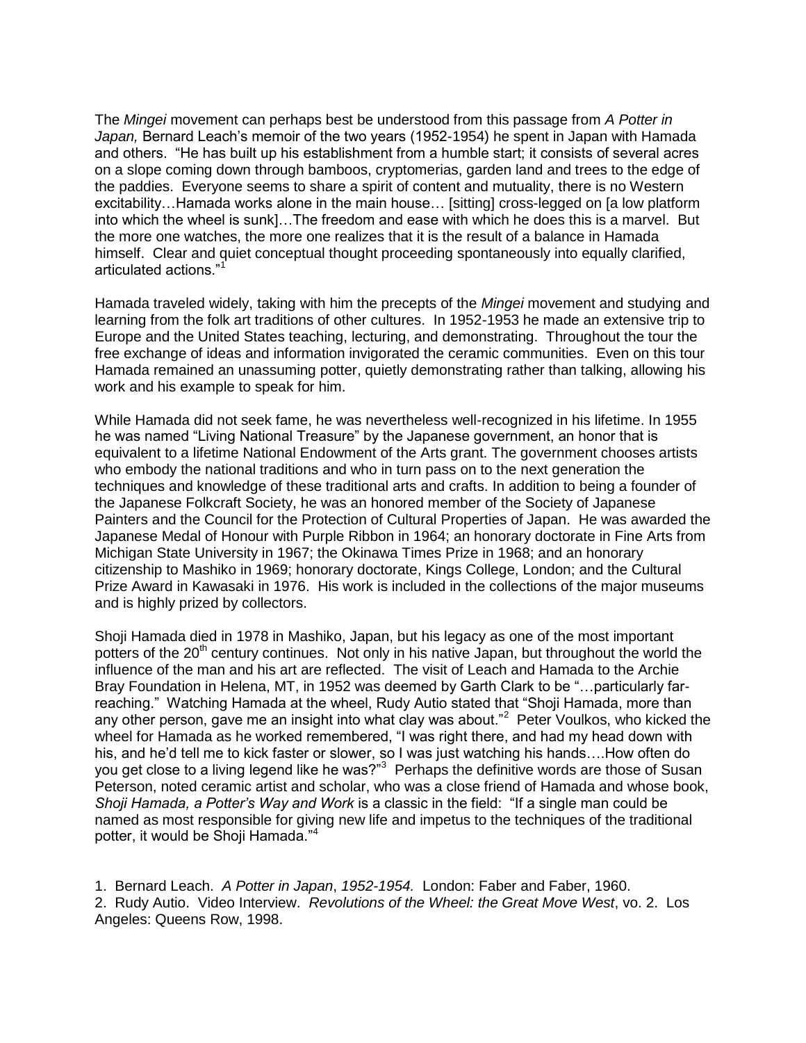The *Mingei* movement can perhaps best be understood from this passage from *A Potter in Japan,* Bernard Leach's memoir of the two years (1952-1954) he spent in Japan with Hamada and others. "He has built up his establishment from a humble start; it consists of several acres on a slope coming down through bamboos, cryptomerias, garden land and trees to the edge of the paddies. Everyone seems to share a spirit of content and mutuality, there is no Western excitability…Hamada works alone in the main house… [sitting] cross-legged on [a low platform into which the wheel is sunk]…The freedom and ease with which he does this is a marvel. But the more one watches, the more one realizes that it is the result of a balance in Hamada himself. Clear and quiet conceptual thought proceeding spontaneously into equally clarified, articulated actions."[1]

Hamada traveled widely, taking with him the precepts of the *Mingei* movement and studying and learning from the folk art traditions of other cultures. In 1952-1953 he made an extensive trip to Europe and the United States teaching, lecturing, and demonstrating. Throughout the tour the free exchange of ideas and information invigorated the ceramic communities. Even on this tour Hamada remained an unassuming potter, quietly demonstrating rather than talking, allowing his work and his example to speak for him.

While Hamada did not seek fame, he was nevertheless well-recognized in his lifetime. In 1955 he was named "Living National Treasure" by the Japanese government, an honor that is equivalent to a lifetime National Endowment of the Arts grant. The government chooses artists who embody the national traditions and who in turn pass on to the next generation the techniques and knowledge of these traditional arts and crafts. In addition to being a founder of the Japanese Folkcraft Society, he was an honored member of the Society of Japanese Painters and the Council for the Protection of Cultural Properties of Japan. He was awarded the Japanese Medal of Honour with Purple Ribbon in 1964; an honorary doctorate in Fine Arts from Michigan State University in 1967; the Okinawa Times Prize in 1968; and an honorary citizenship to Mashiko in 1969; honorary doctorate, Kings College, London; and the Cultural Prize Award in Kawasaki in 1976. His work is included in the collections of the major museums and is highly prized by collectors.

Shoji Hamada died in 1978 in Mashiko, Japan, but his legacy as one of the most important potters of the 20th century continues. Not only in his native Japan, but throughout the world the influence of the man and his art are reflected. The visit of Leach and Hamada to the Archie Bray Foundation in Helena, MT, in 1952 was deemed by Garth Clark to be "…particularly far-reaching." Watching Hamada at the wheel, Rudy Autio stated that "Shoji Hamada, more than any other person, gave me an insight into what clay was about."[2] Peter Voulkos, who kicked the wheel for Hamada as he worked remembered, "I was right there, and had my head down with his, and he'd tell me to kick faster or slower, so I was just watching his hands….How often do you get close to a living legend like he was?"[3] Perhaps the definitive words are those of Susan Peterson, noted ceramic artist and scholar, who was a close friend of Hamada and whose book, *Shoji Hamada, a Potter's Way and Work* is a classic in the field: "If a single man could be named as most responsible for giving new life and impetus to the techniques of the traditional potter, it would be Shoji Hamada."[4]

1. Bernard Leach. *A Potter in Japan*, *1952-1954.* London: Faber and Faber, 1960.
2. Rudy Autio. Video Interview. *Revolutions of the Wheel: the Great Move West*, vo. 2. Los Angeles: Queens Row, 1998.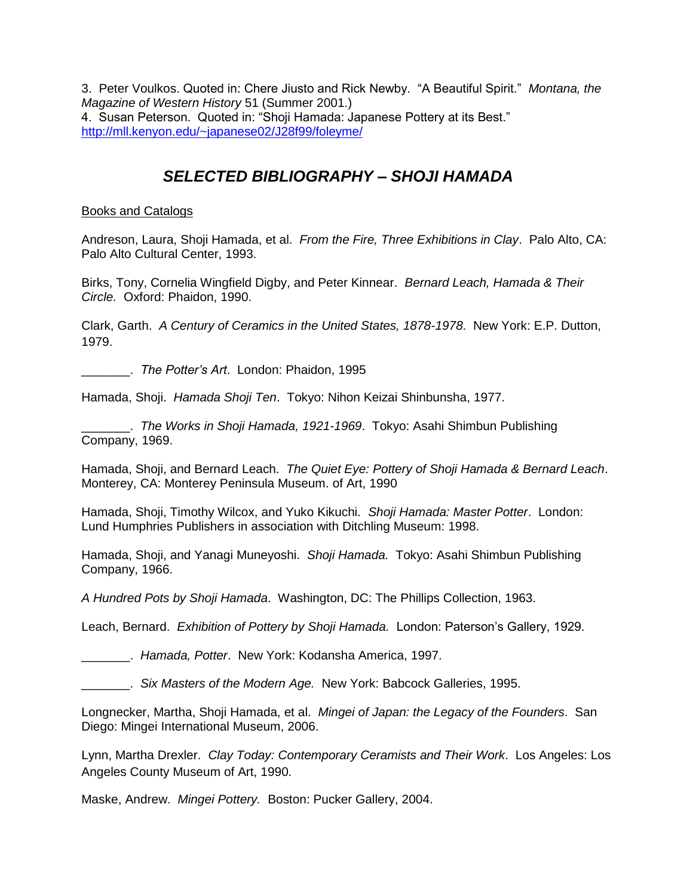3. Peter Voulkos. Quoted in: Chere Jiusto and Rick Newby. "A Beautiful Spirit." *Montana, the Magazine of Western History* 51 (Summer 2001.)
4. Susan Peterson. Quoted in: "Shoji Hamada: Japanese Pottery at its Best." http://mll.kenyon.edu/~japanese02/J28f99/foleyme/

## *SELECTED BIBLIOGRAPHY – SHOJI HAMADA*

Books and Catalogs

Andreson, Laura, Shoji Hamada, et al. *From the Fire, Three Exhibitions in Clay*. Palo Alto, CA: Palo Alto Cultural Center, 1993.

Birks, Tony, Cornelia Wingfield Digby, and Peter Kinnear. *Bernard Leach, Hamada & Their Circle.* Oxford: Phaidon, 1990.

Clark, Garth. *A Century of Ceramics in the United States, 1878-1978*. New York: E.P. Dutton, 1979.

_______. *The Potter's Art*. London: Phaidon, 1995

Hamada, Shoji. *Hamada Shoji Ten*. Tokyo: Nihon Keizai Shinbunsha, 1977.

_______. *The Works in Shoji Hamada, 1921-1969*. Tokyo: Asahi Shimbun Publishing Company, 1969.

Hamada, Shoji, and Bernard Leach. *The Quiet Eye: Pottery of Shoji Hamada & Bernard Leach*. Monterey, CA: Monterey Peninsula Museum. of Art, 1990

Hamada, Shoji, Timothy Wilcox, and Yuko Kikuchi. *Shoji Hamada: Master Potter*. London: Lund Humphries Publishers in association with Ditchling Museum: 1998.

Hamada, Shoji, and Yanagi Muneyoshi. *Shoji Hamada.* Tokyo: Asahi Shimbun Publishing Company, 1966.

*A Hundred Pots by Shoji Hamada*. Washington, DC: The Phillips Collection, 1963.

Leach, Bernard. *Exhibition of Pottery by Shoji Hamada.* London: Paterson's Gallery, 1929.

_______. *Hamada, Potter*. New York: Kodansha America, 1997.

_______. *Six Masters of the Modern Age.* New York: Babcock Galleries, 1995.

Longnecker, Martha, Shoji Hamada, et al. *Mingei of Japan: the Legacy of the Founders*. San Diego: Mingei International Museum, 2006.

Lynn, Martha Drexler. *Clay Today: Contemporary Ceramists and Their Work*. Los Angeles: Los Angeles County Museum of Art, 1990.

Maske, Andrew. *Mingei Pottery.* Boston: Pucker Gallery, 2004.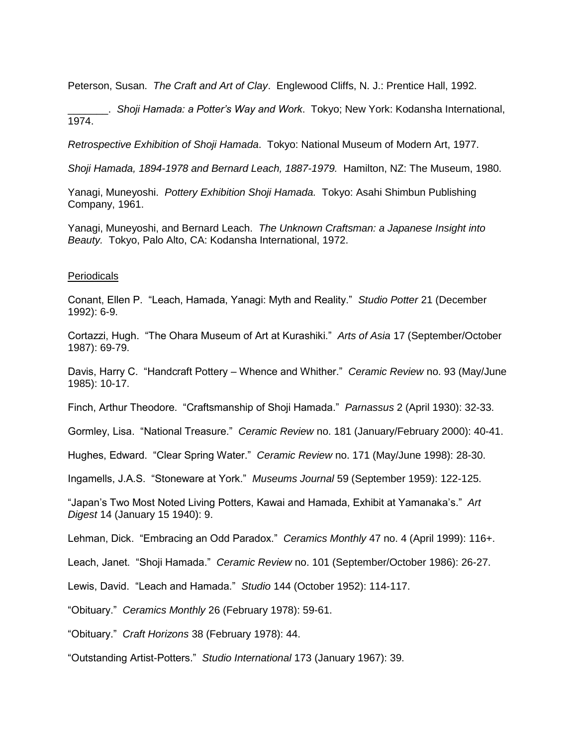Peterson, Susan. *The Craft and Art of Clay*. Englewood Cliffs, N. J.: Prentice Hall, 1992.

_______. *Shoji Hamada: a Potter's Way and Work*. Tokyo; New York: Kodansha International, 1974.

*Retrospective Exhibition of Shoji Hamada*. Tokyo: National Museum of Modern Art, 1977.

*Shoji Hamada, 1894-1978 and Bernard Leach, 1887-1979.* Hamilton, NZ: The Museum, 1980.

Yanagi, Muneyoshi. *Pottery Exhibition Shoji Hamada.* Tokyo: Asahi Shimbun Publishing Company, 1961.

Yanagi, Muneyoshi, and Bernard Leach. *The Unknown Craftsman: a Japanese Insight into Beauty.* Tokyo, Palo Alto, CA: Kodansha International, 1972.

Periodicals

Conant, Ellen P. "Leach, Hamada, Yanagi: Myth and Reality." *Studio Potter* 21 (December 1992): 6-9.

Cortazzi, Hugh. "The Ohara Museum of Art at Kurashiki." *Arts of Asia* 17 (September/October 1987): 69-79.

Davis, Harry C. "Handcraft Pottery – Whence and Whither." *Ceramic Review* no. 93 (May/June 1985): 10-17.

Finch, Arthur Theodore. "Craftsmanship of Shoji Hamada." *Parnassus* 2 (April 1930): 32-33.

Gormley, Lisa. "National Treasure." *Ceramic Review* no. 181 (January/February 2000): 40-41.

Hughes, Edward. "Clear Spring Water." *Ceramic Review* no. 171 (May/June 1998): 28-30.

Ingamells, J.A.S. "Stoneware at York." *Museums Journal* 59 (September 1959): 122-125.

"Japan's Two Most Noted Living Potters, Kawai and Hamada, Exhibit at Yamanaka's." *Art Digest* 14 (January 15 1940): 9.

Lehman, Dick. "Embracing an Odd Paradox." *Ceramics Monthly* 47 no. 4 (April 1999): 116+.

Leach, Janet. "Shoji Hamada." *Ceramic Review* no. 101 (September/October 1986): 26-27.

Lewis, David. "Leach and Hamada." *Studio* 144 (October 1952): 114-117.

"Obituary." *Ceramics Monthly* 26 (February 1978): 59-61.

"Obituary." *Craft Horizons* 38 (February 1978): 44.

"Outstanding Artist-Potters." *Studio International* 173 (January 1967): 39.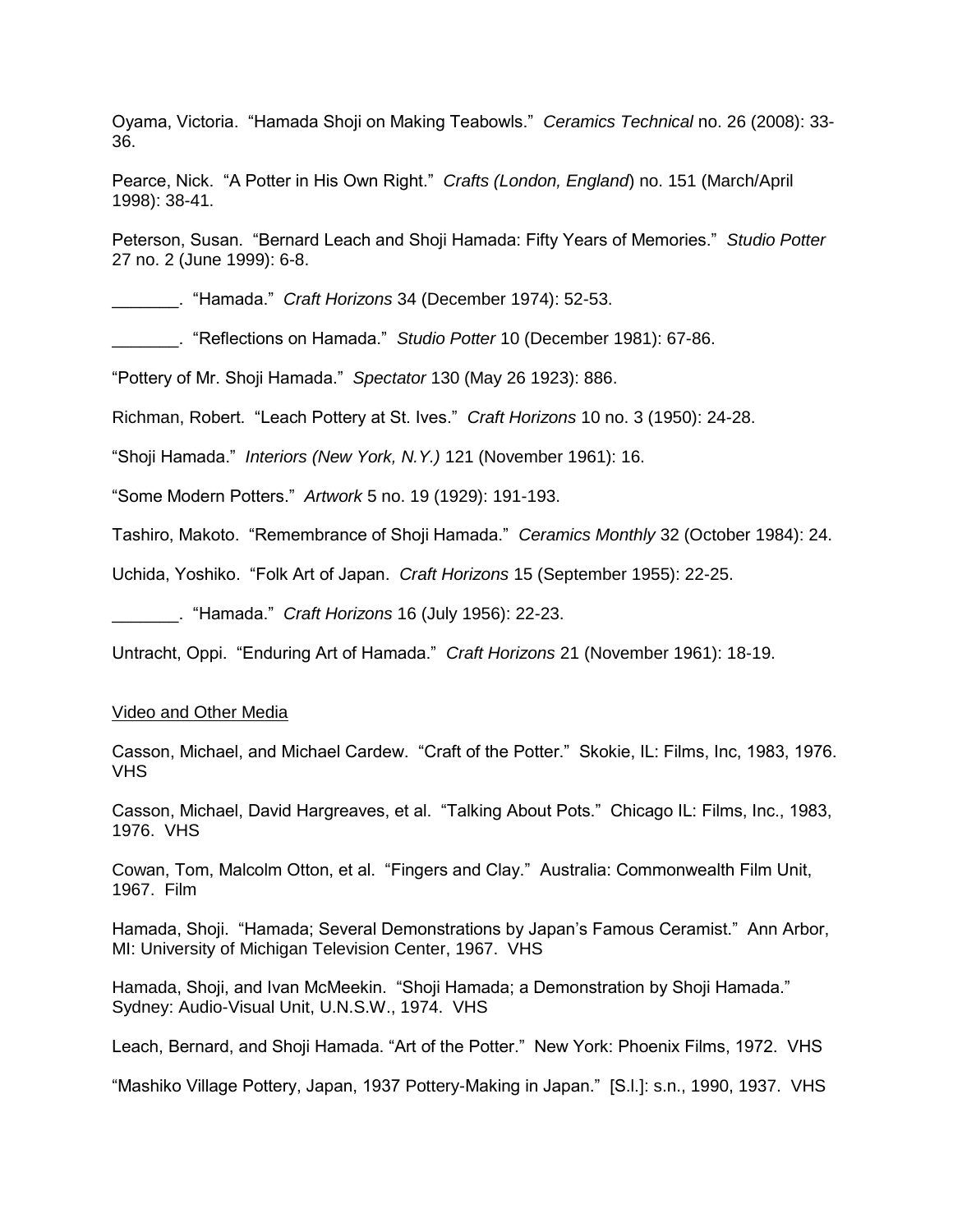Oyama, Victoria. "Hamada Shoji on Making Teabowls." *Ceramics Technical* no. 26 (2008): 33-36.

Pearce, Nick. "A Potter in His Own Right." *Crafts (London, England*) no. 151 (March/April 1998): 38-41.

Peterson, Susan. "Bernard Leach and Shoji Hamada: Fifty Years of Memories." *Studio Potter* 27 no. 2 (June 1999): 6-8.

_______. "Hamada." *Craft Horizons* 34 (December 1974): 52-53.

_______. "Reflections on Hamada." *Studio Potter* 10 (December 1981): 67-86.

"Pottery of Mr. Shoji Hamada." *Spectator* 130 (May 26 1923): 886.

Richman, Robert. "Leach Pottery at St. Ives." *Craft Horizons* 10 no. 3 (1950): 24-28.

"Shoji Hamada." *Interiors (New York, N.Y.)* 121 (November 1961): 16.

"Some Modern Potters." *Artwork* 5 no. 19 (1929): 191-193.

Tashiro, Makoto. "Remembrance of Shoji Hamada." *Ceramics Monthly* 32 (October 1984): 24.

Uchida, Yoshiko. "Folk Art of Japan. *Craft Horizons* 15 (September 1955): 22-25.

_______. "Hamada." *Craft Horizons* 16 (July 1956): 22-23.

Untracht, Oppi. "Enduring Art of Hamada." *Craft Horizons* 21 (November 1961): 18-19.

<u>Video and Other Media</u>

Casson, Michael, and Michael Cardew. "Craft of the Potter." Skokie, IL: Films, Inc, 1983, 1976. VHS

Casson, Michael, David Hargreaves, et al. "Talking About Pots." Chicago IL: Films, Inc., 1983, 1976. VHS

Cowan, Tom, Malcolm Otton, et al. "Fingers and Clay." Australia: Commonwealth Film Unit, 1967. Film

Hamada, Shoji. "Hamada; Several Demonstrations by Japan's Famous Ceramist." Ann Arbor, MI: University of Michigan Television Center, 1967. VHS

Hamada, Shoji, and Ivan McMeekin. "Shoji Hamada; a Demonstration by Shoji Hamada." Sydney: Audio-Visual Unit, U.N.S.W., 1974. VHS

Leach, Bernard, and Shoji Hamada. "Art of the Potter." New York: Phoenix Films, 1972. VHS

"Mashiko Village Pottery, Japan, 1937 Pottery-Making in Japan." [S.l.]: s.n., 1990, 1937. VHS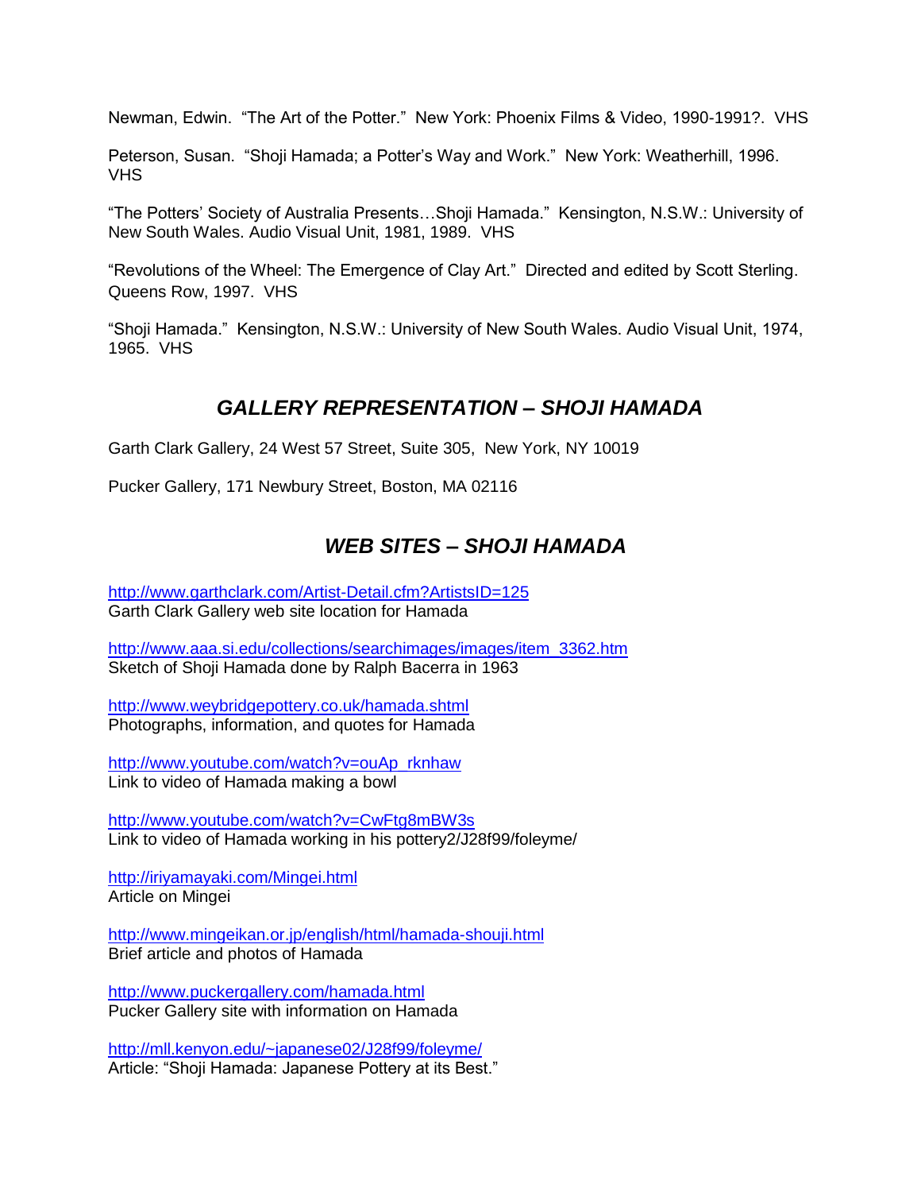Newman, Edwin. "The Art of the Potter." New York: Phoenix Films & Video, 1990-1991?. VHS

Peterson, Susan. "Shoji Hamada; a Potter's Way and Work." New York: Weatherhill, 1996. VHS

"The Potters' Society of Australia Presents…Shoji Hamada." Kensington, N.S.W.: University of New South Wales. Audio Visual Unit, 1981, 1989. VHS

"Revolutions of the Wheel: The Emergence of Clay Art." Directed and edited by Scott Sterling. Queens Row, 1997. VHS

"Shoji Hamada." Kensington, N.S.W.: University of New South Wales. Audio Visual Unit, 1974, 1965. VHS

## *GALLERY REPRESENTATION – SHOJI HAMADA*

Garth Clark Gallery, 24 West 57 Street, Suite 305, New York, NY 10019

Pucker Gallery, 171 Newbury Street, Boston, MA 02116

## *WEB SITES – SHOJI HAMADA*

http://www.garthclark.com/Artist-Detail.cfm?ArtistsID=125
Garth Clark Gallery web site location for Hamada

http://www.aaa.si.edu/collections/searchimages/images/item_3362.htm
Sketch of Shoji Hamada done by Ralph Bacerra in 1963

http://www.weybridgepottery.co.uk/hamada.shtml
Photographs, information, and quotes for Hamada

http://www.youtube.com/watch?v=ouAp_rknhaw
Link to video of Hamada making a bowl

http://www.youtube.com/watch?v=CwFtg8mBW3s
Link to video of Hamada working in his pottery2/J28f99/foleyme/

http://iriyamayaki.com/Mingei.html
Article on Mingei

http://www.mingeikan.or.jp/english/html/hamada-shouji.html
Brief article and photos of Hamada

http://www.puckergallery.com/hamada.html
Pucker Gallery site with information on Hamada

http://mll.kenyon.edu/~japanese02/J28f99/foleyme/
Article: "Shoji Hamada: Japanese Pottery at its Best."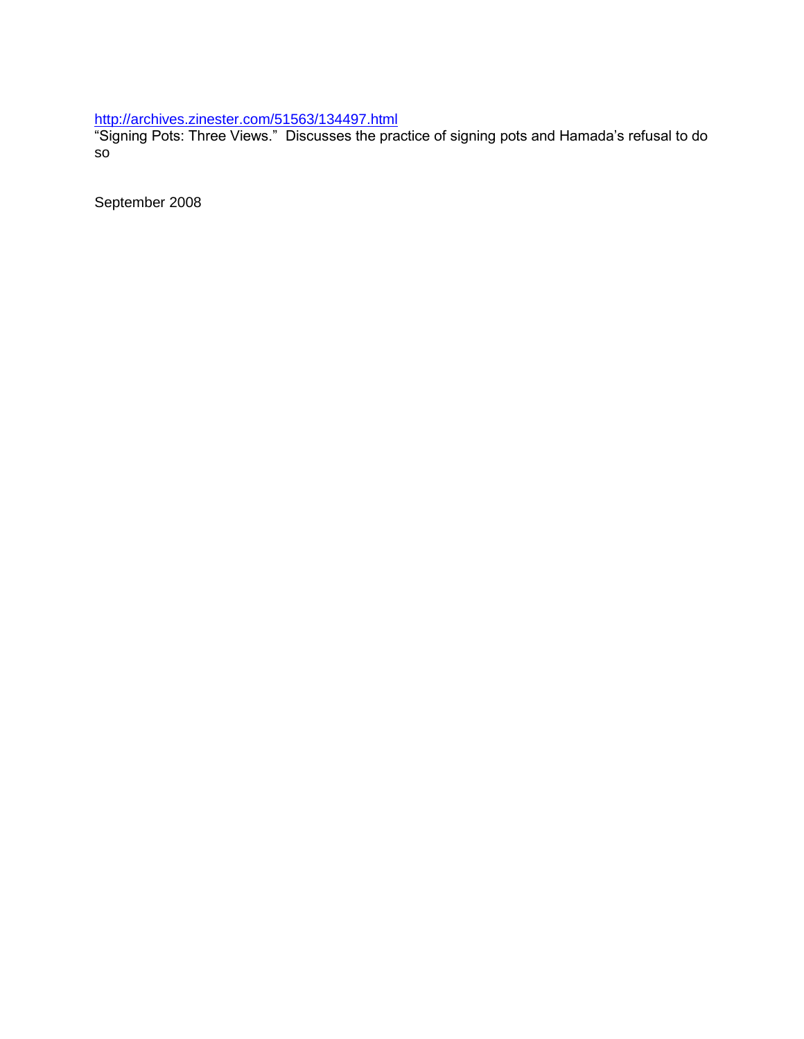[http://archives.zinester.com/51563/134497.html](http://archives.zinester.com/51563/134497.html)
"Signing Pots: Three Views." Discusses the practice of signing pots and Hamada's refusal to do so

September 2008